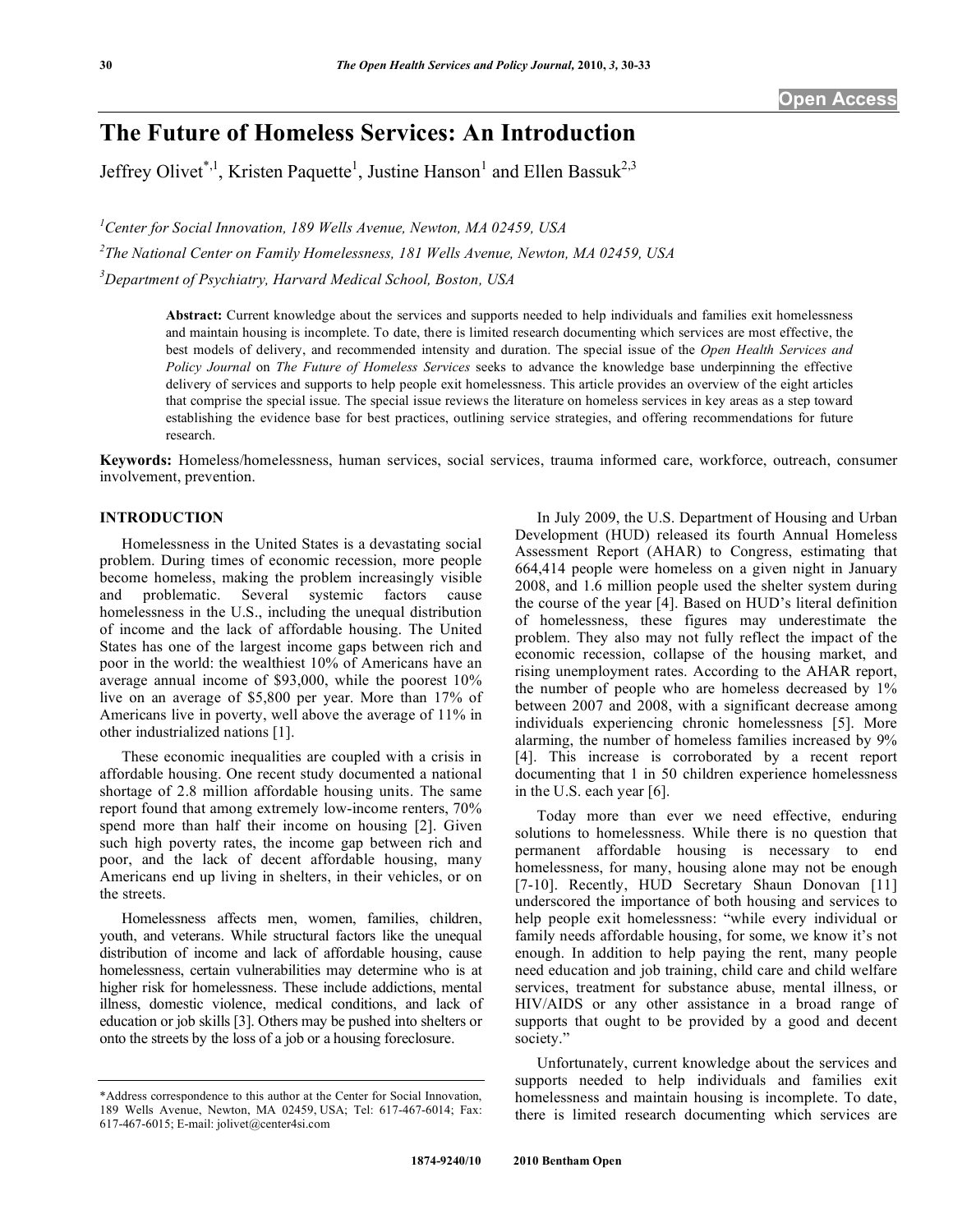Open Access

# The Future of Homeless Services: An Introduction

Jeffrey Olivet*[,1], Kristen Paquette[1], Justine Hanson[1] and Ellen Bassuk[2,3]

[1]Center for Social Innovation, 189 Wells Avenue, Newton, MA 02459, USA

[2]The National Center on Family Homelessness, 181 Wells Avenue, Newton, MA 02459, USA

[3]Department of Psychiatry, Harvard Medical School, Boston, USA

**Abstract:** Current knowledge about the services and supports needed to help individuals and families exit homelessness and maintain housing is incomplete. To date, there is limited research documenting which services are most effective, the best models of delivery, and recommended intensity and duration. The special issue of the *Open Health Services and Policy Journal* on *The Future of Homeless Services* seeks to advance the knowledge base underpinning the effective delivery of services and supports to help people exit homelessness. This article provides an overview of the eight articles that comprise the special issue. The special issue reviews the literature on homeless services in key areas as a step toward establishing the evidence base for best practices, outlining service strategies, and offering recommendations for future research.

**Keywords:** Homeless/homelessness, human services, social services, trauma informed care, workforce, outreach, consumer involvement, prevention.

## INTRODUCTION

Homelessness in the United States is a devastating social problem. During times of economic recession, more people become homeless, making the problem increasingly visible and problematic. Several systemic factors cause homelessness in the U.S., including the unequal distribution of income and the lack of affordable housing. The United States has one of the largest income gaps between rich and poor in the world: the wealthiest 10% of Americans have an average annual income of $93,000, while the poorest 10% live on an average of $5,800 per year. More than 17% of Americans live in poverty, well above the average of 11% in other industrialized nations [1].

These economic inequalities are coupled with a crisis in affordable housing. One recent study documented a national shortage of 2.8 million affordable housing units. The same report found that among extremely low-income renters, 70% spend more than half their income on housing [2]. Given such high poverty rates, the income gap between rich and poor, and the lack of decent affordable housing, many Americans end up living in shelters, in their vehicles, or on the streets.

Homelessness affects men, women, families, children, youth, and veterans. While structural factors like the unequal distribution of income and lack of affordable housing, cause homelessness, certain vulnerabilities may determine who is at higher risk for homelessness. These include addictions, mental illness, domestic violence, medical conditions, and lack of education or job skills [3]. Others may be pushed into shelters or onto the streets by the loss of a job or a housing foreclosure.

In July 2009, the U.S. Department of Housing and Urban Development (HUD) released its fourth Annual Homeless Assessment Report (AHAR) to Congress, estimating that 664,414 people were homeless on a given night in January 2008, and 1.6 million people used the shelter system during the course of the year [4]. Based on HUD's literal definition of homelessness, these figures may underestimate the problem. They also may not fully reflect the impact of the economic recession, collapse of the housing market, and rising unemployment rates. According to the AHAR report, the number of people who are homeless decreased by 1% between 2007 and 2008, with a significant decrease among individuals experiencing chronic homelessness [5]. More alarming, the number of homeless families increased by 9% [4]. This increase is corroborated by a recent report documenting that 1 in 50 children experience homelessness in the U.S. each year [6].

Today more than ever we need effective, enduring solutions to homelessness. While there is no question that permanent affordable housing is necessary to end homelessness, for many, housing alone may not be enough [7-10]. Recently, HUD Secretary Shaun Donovan [11] underscored the importance of both housing and services to help people exit homelessness: "while every individual or family needs affordable housing, for some, we know it's not enough. In addition to help paying the rent, many people need education and job training, child care and child welfare services, treatment for substance abuse, mental illness, or HIV/AIDS or any other assistance in a broad range of supports that ought to be provided by a good and decent society."

Unfortunately, current knowledge about the services and supports needed to help individuals and families exit homelessness and maintain housing is incomplete. To date, there is limited research documenting which services are

*Address correspondence to this author at the Center for Social Innovation, 189 Wells Avenue, Newton, MA 02459, USA; Tel: 617-467-6014; Fax: 617-467-6015; E-mail: jolivet@center4si.com

1874-9240/10 2010 Bentham Open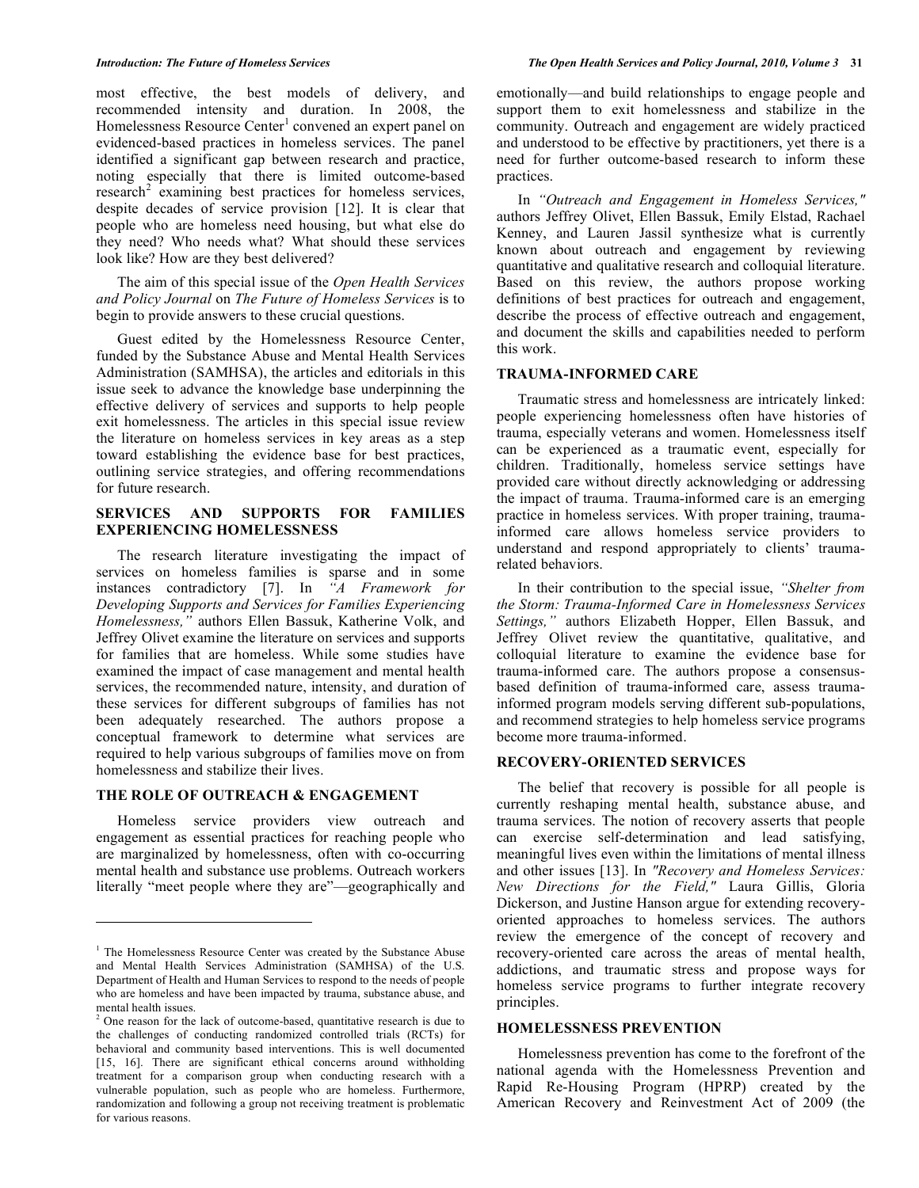most effective, the best models of delivery, and recommended intensity and duration. In 2008, the Homelessness Resource Center[1] convened an expert panel on evidenced-based practices in homeless services. The panel identified a significant gap between research and practice, noting especially that there is limited outcome-based research[2] examining best practices for homeless services, despite decades of service provision [12]. It is clear that people who are homeless need housing, but what else do they need? Who needs what? What should these services look like? How are they best delivered?

The aim of this special issue of the *Open Health Services and Policy Journal* on *The Future of Homeless Services* is to begin to provide answers to these crucial questions.

Guest edited by the Homelessness Resource Center, funded by the Substance Abuse and Mental Health Services Administration (SAMHSA), the articles and editorials in this issue seek to advance the knowledge base underpinning the effective delivery of services and supports to help people exit homelessness. The articles in this special issue review the literature on homeless services in key areas as a step toward establishing the evidence base for best practices, outlining service strategies, and offering recommendations for future research.

## SERVICES AND SUPPORTS FOR FAMILIES EXPERIENCING HOMELESSNESS

The research literature investigating the impact of services on homeless families is sparse and in some instances contradictory [7]. In *"A Framework for Developing Supports and Services for Families Experiencing Homelessness,"* authors Ellen Bassuk, Katherine Volk, and Jeffrey Olivet examine the literature on services and supports for families that are homeless. While some studies have examined the impact of case management and mental health services, the recommended nature, intensity, and duration of these services for different subgroups of families has not been adequately researched. The authors propose a conceptual framework to determine what services are required to help various subgroups of families move on from homelessness and stabilize their lives.

## THE ROLE OF OUTREACH & ENGAGEMENT

Homeless service providers view outreach and engagement as essential practices for reaching people who are marginalized by homelessness, often with co-occurring mental health and substance use problems. Outreach workers literally "meet people where they are"—geographically and emotionally—and build relationships to engage people and support them to exit homelessness and stabilize in the community. Outreach and engagement are widely practiced and understood to be effective by practitioners, yet there is a need for further outcome-based research to inform these practices.

In *"Outreach and Engagement in Homeless Services,"* authors Jeffrey Olivet, Ellen Bassuk, Emily Elstad, Rachael Kenney, and Lauren Jassil synthesize what is currently known about outreach and engagement by reviewing quantitative and qualitative research and colloquial literature. Based on this review, the authors propose working definitions of best practices for outreach and engagement, describe the process of effective outreach and engagement, and document the skills and capabilities needed to perform this work.

## TRAUMA-INFORMED CARE

Traumatic stress and homelessness are intricately linked: people experiencing homelessness often have histories of trauma, especially veterans and women. Homelessness itself can be experienced as a traumatic event, especially for children. Traditionally, homeless service settings have provided care without directly acknowledging or addressing the impact of trauma. Trauma-informed care is an emerging practice in homeless services. With proper training, trauma-informed care allows homeless service providers to understand and respond appropriately to clients' trauma-related behaviors.

In their contribution to the special issue, *"Shelter from the Storm: Trauma-Informed Care in Homelessness Services Settings,"* authors Elizabeth Hopper, Ellen Bassuk, and Jeffrey Olivet review the quantitative, qualitative, and colloquial literature to examine the evidence base for trauma-informed care. The authors propose a consensus-based definition of trauma-informed care, assess trauma-informed program models serving different sub-populations, and recommend strategies to help homeless service programs become more trauma-informed.

## RECOVERY-ORIENTED SERVICES

The belief that recovery is possible for all people is currently reshaping mental health, substance abuse, and trauma services. The notion of recovery asserts that people can exercise self-determination and lead satisfying, meaningful lives even within the limitations of mental illness and other issues [13]. In *"Recovery and Homeless Services: New Directions for the Field,"* Laura Gillis, Gloria Dickerson, and Justine Hanson argue for extending recovery-oriented approaches to homeless services. The authors review the emergence of the concept of recovery and recovery-oriented care across the areas of mental health, addictions, and traumatic stress and propose ways for homeless service programs to further integrate recovery principles.

## HOMELESSNESS PREVENTION

Homelessness prevention has come to the forefront of the national agenda with the Homelessness Prevention and Rapid Re-Housing Program (HPRP) created by the American Recovery and Reinvestment Act of 2009 (the

---

[1] The Homelessness Resource Center was created by the Substance Abuse and Mental Health Services Administration (SAMHSA) of the U.S. Department of Health and Human Services to respond to the needs of people who are homeless and have been impacted by trauma, substance abuse, and mental health issues.

[2] One reason for the lack of outcome-based, quantitative research is due to the challenges of conducting randomized controlled trials (RCTs) for behavioral and community based interventions. This is well documented [15, 16]. There are significant ethical concerns around withholding treatment for a comparison group when conducting research with a vulnerable population, such as people who are homeless. Furthermore, randomization and following a group not receiving treatment is problematic for various reasons.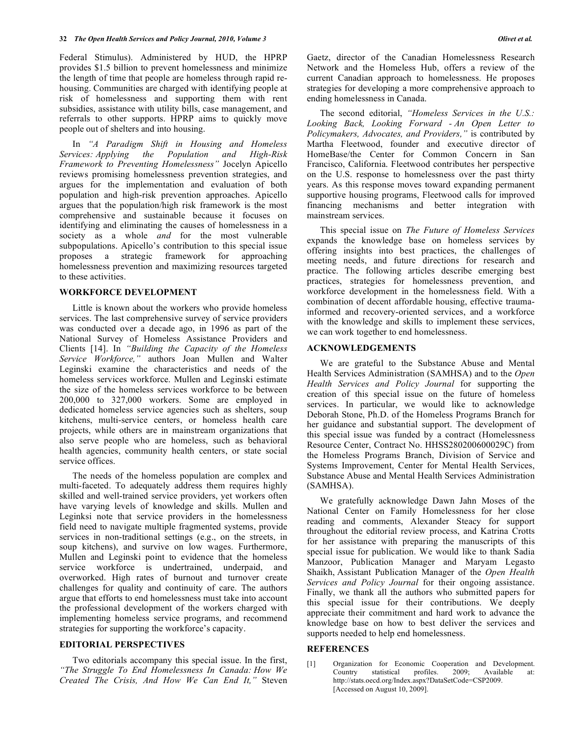Federal Stimulus). Administered by HUD, the HPRP provides $1.5 billion to prevent homelessness and minimize the length of time that people are homeless through rapid re-housing. Communities are charged with identifying people at risk of homelessness and supporting them with rent subsidies, assistance with utility bills, case management, and referrals to other supports. HPRP aims to quickly move people out of shelters and into housing.

In *"A Paradigm Shift in Housing and Homeless Services: Applying the Population and High-Risk Framework to Preventing Homelessness"* Jocelyn Apicello reviews promising homelessness prevention strategies, and argues for the implementation and evaluation of both population and high-risk prevention approaches. Apicello argues that the population/high risk framework is the most comprehensive and sustainable because it focuses on identifying and eliminating the causes of homelessness in a society as a whole *and* for the most vulnerable subpopulations. Apicello's contribution to this special issue proposes a strategic framework for approaching homelessness prevention and maximizing resources targeted to these activities.

## WORKFORCE DEVELOPMENT

Little is known about the workers who provide homeless services. The last comprehensive survey of service providers was conducted over a decade ago, in 1996 as part of the National Survey of Homeless Assistance Providers and Clients [14]. In *"Building the Capacity of the Homeless Service Workforce,"* authors Joan Mullen and Walter Leginski examine the characteristics and needs of the homeless services workforce. Mullen and Leginski estimate the size of the homeless services workforce to be between 200,000 to 327,000 workers. Some are employed in dedicated homeless service agencies such as shelters, soup kitchens, multi-service centers, or homeless health care projects, while others are in mainstream organizations that also serve people who are homeless, such as behavioral health agencies, community health centers, or state social service offices.

The needs of the homeless population are complex and multi-faceted. To adequately address them requires highly skilled and well-trained service providers, yet workers often have varying levels of knowledge and skills. Mullen and Leginksi note that service providers in the homelessness field need to navigate multiple fragmented systems, provide services in non-traditional settings (e.g., on the streets, in soup kitchens), and survive on low wages. Furthermore, Mullen and Leginski point to evidence that the homeless service workforce is undertrained, underpaid, and overworked. High rates of burnout and turnover create challenges for quality and continuity of care. The authors argue that efforts to end homelessness must take into account the professional development of the workers charged with implementing homeless service programs, and recommend strategies for supporting the workforce's capacity.

## EDITORIAL PERSPECTIVES

Two editorials accompany this special issue. In the first, *"The Struggle To End Homelessness In Canada: How We Created The Crisis, And How We Can End It,"* Steven Gaetz, director of the Canadian Homelessness Research Network and the Homeless Hub, offers a review of the current Canadian approach to homelessness. He proposes strategies for developing a more comprehensive approach to ending homelessness in Canada.

The second editorial, *"Homeless Services in the U.S.: Looking Back, Looking Forward - An Open Letter to Policymakers, Advocates, and Providers,"* is contributed by Martha Fleetwood, founder and executive director of HomeBase/the Center for Common Concern in San Francisco, California. Fleetwood contributes her perspective on the U.S. response to homelessness over the past thirty years. As this response moves toward expanding permanent supportive housing programs, Fleetwood calls for improved financing mechanisms and better integration with mainstream services.

This special issue on *The Future of Homeless Services* expands the knowledge base on homeless services by offering insights into best practices, the challenges of meeting needs, and future directions for research and practice. The following articles describe emerging best practices, strategies for homelessness prevention, and workforce development in the homelessness field. With a combination of decent affordable housing, effective trauma-informed and recovery-oriented services, and a workforce with the knowledge and skills to implement these services, we can work together to end homelessness.

## ACKNOWLEDGEMENTS

We are grateful to the Substance Abuse and Mental Health Services Administration (SAMHSA) and to the *Open Health Services and Policy Journal* for supporting the creation of this special issue on the future of homeless services. In particular, we would like to acknowledge Deborah Stone, Ph.D. of the Homeless Programs Branch for her guidance and substantial support. The development of this special issue was funded by a contract (Homelessness Resource Center, Contract No. HHSS280200600029C) from the Homeless Programs Branch, Division of Service and Systems Improvement, Center for Mental Health Services, Substance Abuse and Mental Health Services Administration (SAMHSA).

We gratefully acknowledge Dawn Jahn Moses of the National Center on Family Homelessness for her close reading and comments, Alexander Steacy for support throughout the editorial review process, and Katrina Crotts for her assistance with preparing the manuscripts of this special issue for publication. We would like to thank Sadia Manzoor, Publication Manager and Maryam Legasto Shaikh, Assistant Publication Manager of the *Open Health Services and Policy Journal* for their ongoing assistance. Finally, we thank all the authors who submitted papers for this special issue for their contributions. We deeply appreciate their commitment and hard work to advance the knowledge base on how to best deliver the services and supports needed to help end homelessness.

## REFERENCES

[1] Organization for Economic Cooperation and Development. Country statistical profiles. 2009; Available at: http://stats.oecd.org/Index.aspx?DataSetCode=CSP2009. [Accessed on August 10, 2009].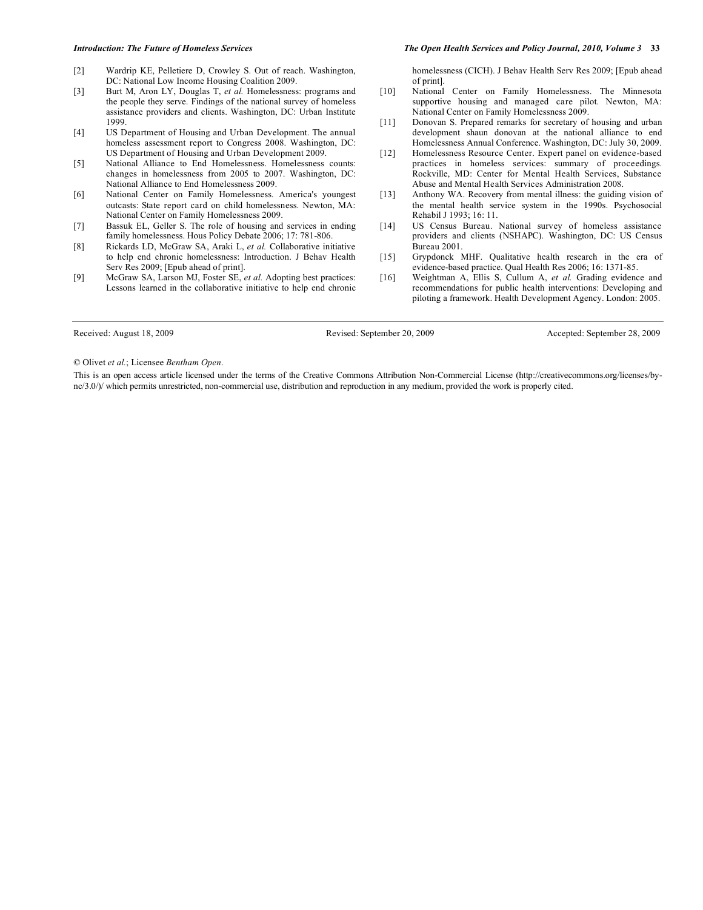[2] Wardrip KE, Pelletiere D, Crowley S. Out of reach. Washington, DC: National Low Income Housing Coalition 2009.

[3] Burt M, Aron LY, Douglas T, *et al.* Homelessness: programs and the people they serve. Findings of the national survey of homeless assistance providers and clients. Washington, DC: Urban Institute 1999.

[4] US Department of Housing and Urban Development. The annual homeless assessment report to Congress 2008. Washington, DC: US Department of Housing and Urban Development 2009.

[5] National Alliance to End Homelessness. Homelessness counts: changes in homelessness from 2005 to 2007. Washington, DC: National Alliance to End Homelessness 2009.

[6] National Center on Family Homelessness. America's youngest outcasts: State report card on child homelessness. Newton, MA: National Center on Family Homelessness 2009.

[7] Bassuk EL, Geller S. The role of housing and services in ending family homelessness. Hous Policy Debate 2006; 17: 781-806.

[8] Rickards LD, McGraw SA, Araki L, *et al.* Collaborative initiative to help end chronic homelessness: Introduction. J Behav Health Serv Res 2009; [Epub ahead of print].

[9] McGraw SA, Larson MJ, Foster SE, *et al.* Adopting best practices: Lessons learned in the collaborative initiative to help end chronic homelessness (CICH). J Behav Health Serv Res 2009; [Epub ahead of print].

[10] National Center on Family Homelessness. The Minnesota supportive housing and managed care pilot. Newton, MA: National Center on Family Homelessness 2009.

[11] Donovan S. Prepared remarks for secretary of housing and urban development shaun donovan at the national alliance to end Homelessness Annual Conference. Washington, DC: July 30, 2009.

[12] Homelessness Resource Center. Expert panel on evidence-based practices in homeless services: summary of proceedings. Rockville, MD: Center for Mental Health Services, Substance Abuse and Mental Health Services Administration 2008.

[13] Anthony WA. Recovery from mental illness: the guiding vision of the mental health service system in the 1990s. Psychosocial Rehabil J 1993; 16: 11.

[14] US Census Bureau. National survey of homeless assistance providers and clients (NSHAPC). Washington, DC: US Census Bureau 2001.

[15] Grypdonck MHF. Qualitative health research in the era of evidence-based practice. Qual Health Res 2006; 16: 1371-85.

[16] Weightman A, Ellis S, Cullum A, *et al.* Grading evidence and recommendations for public health interventions: Developing and piloting a framework. Health Development Agency. London: 2005.

Received: August 18, 2009 Revised: September 20, 2009 Accepted: September 28, 2009

© Olivet *et al.*; Licensee *Bentham Open*.

This is an open access article licensed under the terms of the Creative Commons Attribution Non-Commercial License (http://creativecommons.org/licenses/by-nc/3.0/)/ which permits unrestricted, non-commercial use, distribution and reproduction in any medium, provided the work is properly cited.